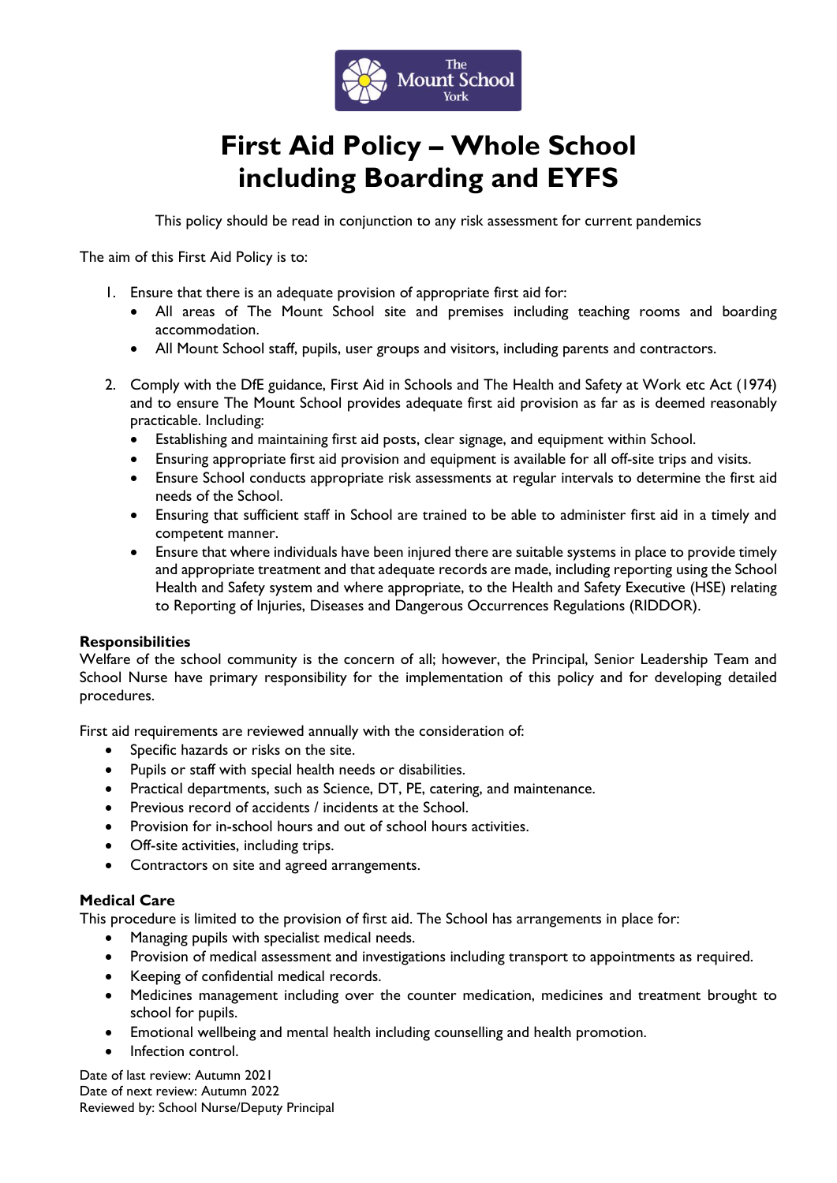# First Aid Policy – Whole School including Boarding and EYFS

This policy should be read in conjunction to any risk assessment for current pandemics

The aim of this First Aid Policy is to:

1. Ensure that there is an adequate provision of appropriate first aid for:
   - All areas of The Mount School site and premises including teaching rooms and boarding accommodation.
   - All Mount School staff, pupils, user groups and visitors, including parents and contractors.

2. Comply with the DfE guidance, First Aid in Schools and The Health and Safety at Work etc Act (1974) and to ensure The Mount School provides adequate first aid provision as far as is deemed reasonably practicable. Including:
   - Establishing and maintaining first aid posts, clear signage, and equipment within School.
   - Ensuring appropriate first aid provision and equipment is available for all off-site trips and visits.
   - Ensure School conducts appropriate risk assessments at regular intervals to determine the first aid needs of the School.
   - Ensuring that sufficient staff in School are trained to be able to administer first aid in a timely and competent manner.
   - Ensure that where individuals have been injured there are suitable systems in place to provide timely and appropriate treatment and that adequate records are made, including reporting using the School Health and Safety system and where appropriate, to the Health and Safety Executive (HSE) relating to Reporting of Injuries, Diseases and Dangerous Occurrences Regulations (RIDDOR).

**Responsibilities**

Welfare of the school community is the concern of all; however, the Principal, Senior Leadership Team and School Nurse have primary responsibility for the implementation of this policy and for developing detailed procedures.

First aid requirements are reviewed annually with the consideration of:

- Specific hazards or risks on the site.
- Pupils or staff with special health needs or disabilities.
- Practical departments, such as Science, DT, PE, catering, and maintenance.
- Previous record of accidents / incidents at the School.
- Provision for in-school hours and out of school hours activities.
- Off-site activities, including trips.
- Contractors on site and agreed arrangements.

**Medical Care**

This procedure is limited to the provision of first aid. The School has arrangements in place for:

- Managing pupils with specialist medical needs.
- Provision of medical assessment and investigations including transport to appointments as required.
- Keeping of confidential medical records.
- Medicines management including over the counter medication, medicines and treatment brought to school for pupils.
- Emotional wellbeing and mental health including counselling and health promotion.
- Infection control.

Date of last review: Autumn 2021
Date of next review: Autumn 2022
Reviewed by: School Nurse/Deputy Principal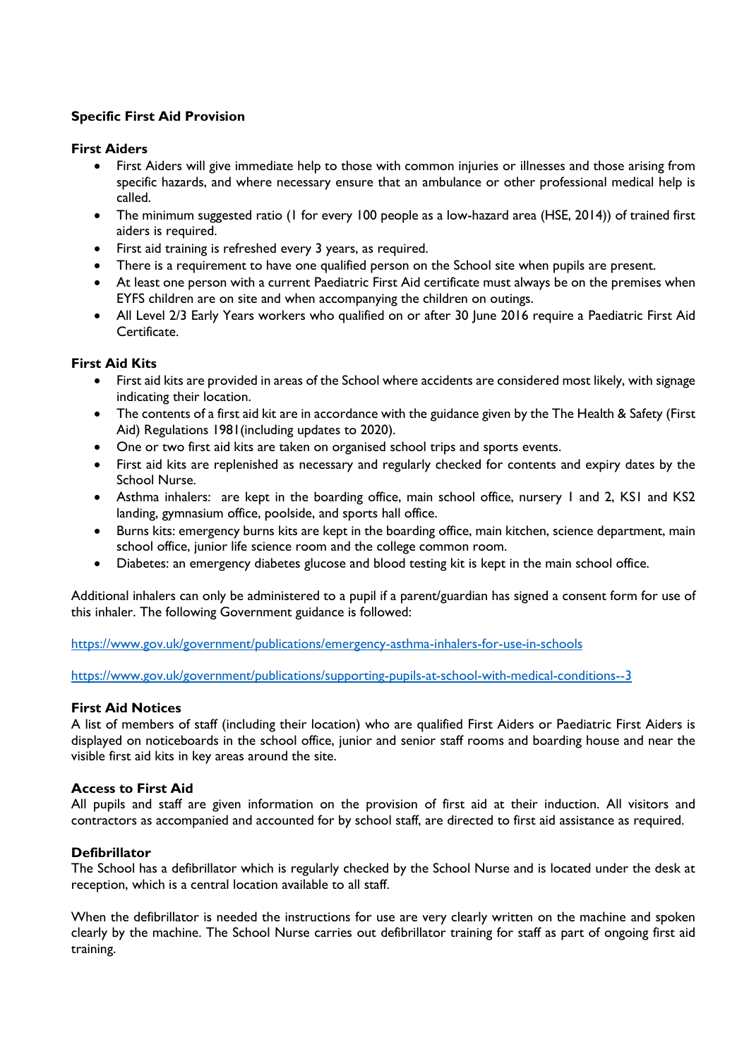**Specific First Aid Provision**

**First Aiders**

- First Aiders will give immediate help to those with common injuries or illnesses and those arising from specific hazards, and where necessary ensure that an ambulance or other professional medical help is called.
- The minimum suggested ratio (1 for every 100 people as a low-hazard area (HSE, 2014)) of trained first aiders is required.
- First aid training is refreshed every 3 years, as required.
- There is a requirement to have one qualified person on the School site when pupils are present.
- At least one person with a current Paediatric First Aid certificate must always be on the premises when EYFS children are on site and when accompanying the children on outings.
- All Level 2/3 Early Years workers who qualified on or after 30 June 2016 require a Paediatric First Aid Certificate.

**First Aid Kits**

- First aid kits are provided in areas of the School where accidents are considered most likely, with signage indicating their location.
- The contents of a first aid kit are in accordance with the guidance given by the The Health & Safety (First Aid) Regulations 1981(including updates to 2020).
- One or two first aid kits are taken on organised school trips and sports events.
- First aid kits are replenished as necessary and regularly checked for contents and expiry dates by the School Nurse.
- Asthma inhalers: are kept in the boarding office, main school office, nursery 1 and 2, KS1 and KS2 landing, gymnasium office, poolside, and sports hall office.
- Burns kits: emergency burns kits are kept in the boarding office, main kitchen, science department, main school office, junior life science room and the college common room.
- Diabetes: an emergency diabetes glucose and blood testing kit is kept in the main school office.

Additional inhalers can only be administered to a pupil if a parent/guardian has signed a consent form for use of this inhaler. The following Government guidance is followed:

https://www.gov.uk/government/publications/emergency-asthma-inhalers-for-use-in-schools

https://www.gov.uk/government/publications/supporting-pupils-at-school-with-medical-conditions--3

**First Aid Notices**

A list of members of staff (including their location) who are qualified First Aiders or Paediatric First Aiders is displayed on noticeboards in the school office, junior and senior staff rooms and boarding house and near the visible first aid kits in key areas around the site.

**Access to First Aid**

All pupils and staff are given information on the provision of first aid at their induction. All visitors and contractors as accompanied and accounted for by school staff, are directed to first aid assistance as required.

**Defibrillator**

The School has a defibrillator which is regularly checked by the School Nurse and is located under the desk at reception, which is a central location available to all staff.

When the defibrillator is needed the instructions for use are very clearly written on the machine and spoken clearly by the machine. The School Nurse carries out defibrillator training for staff as part of ongoing first aid training.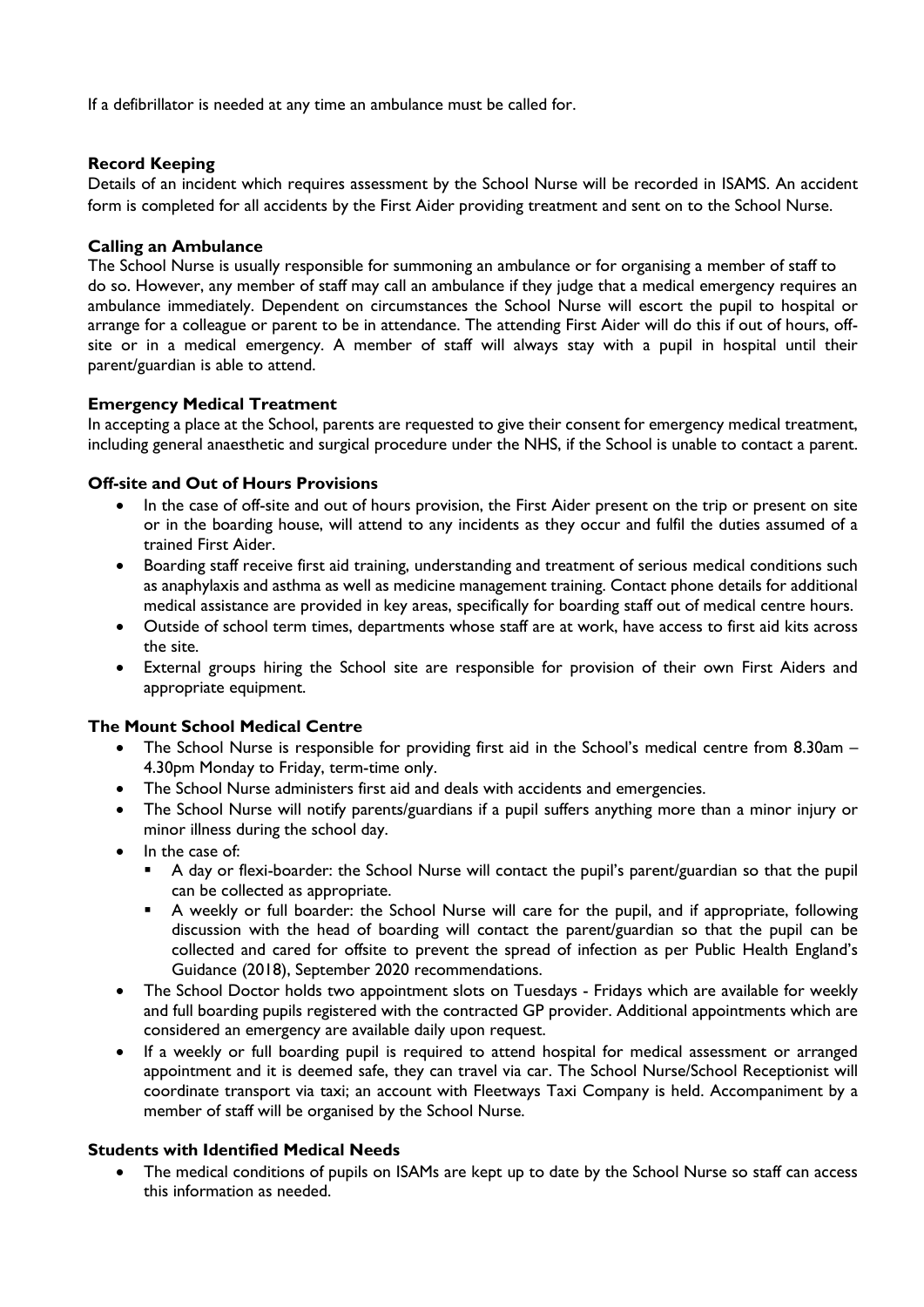If a defibrillator is needed at any time an ambulance must be called for.

**Record Keeping**

Details of an incident which requires assessment by the School Nurse will be recorded in ISAMS. An accident form is completed for all accidents by the First Aider providing treatment and sent on to the School Nurse.

**Calling an Ambulance**

The School Nurse is usually responsible for summoning an ambulance or for organising a member of staff to do so. However, any member of staff may call an ambulance if they judge that a medical emergency requires an ambulance immediately. Dependent on circumstances the School Nurse will escort the pupil to hospital or arrange for a colleague or parent to be in attendance. The attending First Aider will do this if out of hours, off-site or in a medical emergency. A member of staff will always stay with a pupil in hospital until their parent/guardian is able to attend.

**Emergency Medical Treatment**

In accepting a place at the School, parents are requested to give their consent for emergency medical treatment, including general anaesthetic and surgical procedure under the NHS, if the School is unable to contact a parent.

**Off-site and Out of Hours Provisions**

- In the case of off-site and out of hours provision, the First Aider present on the trip or present on site or in the boarding house, will attend to any incidents as they occur and fulfil the duties assumed of a trained First Aider.
- Boarding staff receive first aid training, understanding and treatment of serious medical conditions such as anaphylaxis and asthma as well as medicine management training. Contact phone details for additional medical assistance are provided in key areas, specifically for boarding staff out of medical centre hours.
- Outside of school term times, departments whose staff are at work, have access to first aid kits across the site.
- External groups hiring the School site are responsible for provision of their own First Aiders and appropriate equipment.

**The Mount School Medical Centre**

- The School Nurse is responsible for providing first aid in the School's medical centre from 8.30am – 4.30pm Monday to Friday, term-time only.
- The School Nurse administers first aid and deals with accidents and emergencies.
- The School Nurse will notify parents/guardians if a pupil suffers anything more than a minor injury or minor illness during the school day.
- In the case of:
  - A day or flexi-boarder: the School Nurse will contact the pupil's parent/guardian so that the pupil can be collected as appropriate.
  - A weekly or full boarder: the School Nurse will care for the pupil, and if appropriate, following discussion with the head of boarding will contact the parent/guardian so that the pupil can be collected and cared for offsite to prevent the spread of infection as per Public Health England's Guidance (2018), September 2020 recommendations.
- The School Doctor holds two appointment slots on Tuesdays - Fridays which are available for weekly and full boarding pupils registered with the contracted GP provider. Additional appointments which are considered an emergency are available daily upon request.
- If a weekly or full boarding pupil is required to attend hospital for medical assessment or arranged appointment and it is deemed safe, they can travel via car. The School Nurse/School Receptionist will coordinate transport via taxi; an account with Fleetways Taxi Company is held. Accompaniment by a member of staff will be organised by the School Nurse.

**Students with Identified Medical Needs**

- The medical conditions of pupils on ISAMs are kept up to date by the School Nurse so staff can access this information as needed.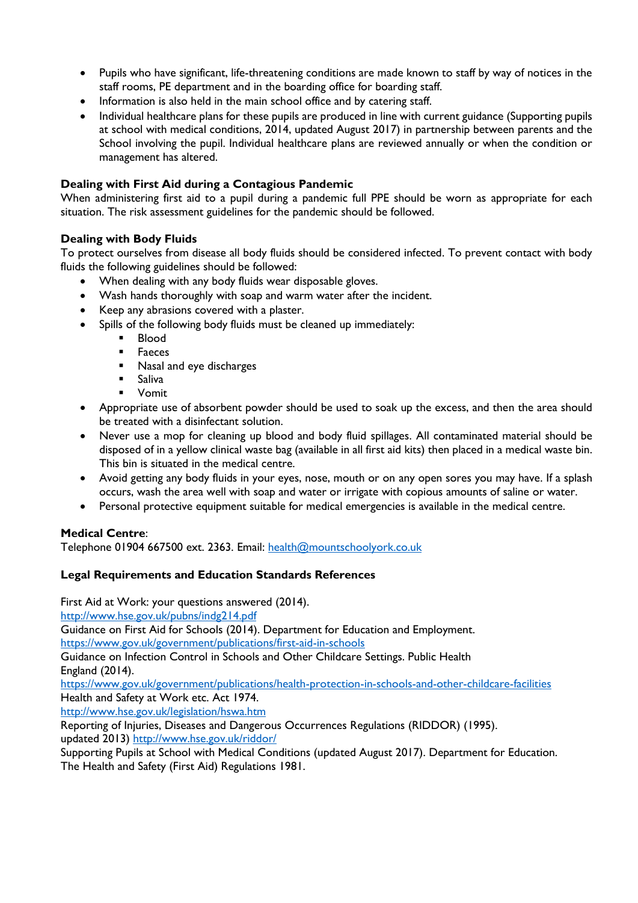- Pupils who have significant, life-threatening conditions are made known to staff by way of notices in the staff rooms, PE department and in the boarding office for boarding staff.
- Information is also held in the main school office and by catering staff.
- Individual healthcare plans for these pupils are produced in line with current guidance (Supporting pupils at school with medical conditions, 2014, updated August 2017) in partnership between parents and the School involving the pupil. Individual healthcare plans are reviewed annually or when the condition or management has altered.

**Dealing with First Aid during a Contagious Pandemic**

When administering first aid to a pupil during a pandemic full PPE should be worn as appropriate for each situation. The risk assessment guidelines for the pandemic should be followed.

**Dealing with Body Fluids**

To protect ourselves from disease all body fluids should be considered infected. To prevent contact with body fluids the following guidelines should be followed:

- When dealing with any body fluids wear disposable gloves.
- Wash hands thoroughly with soap and warm water after the incident.
- Keep any abrasions covered with a plaster.
- Spills of the following body fluids must be cleaned up immediately:
  - Blood
  - Faeces
  - Nasal and eye discharges
  - Saliva
  - Vomit
- Appropriate use of absorbent powder should be used to soak up the excess, and then the area should be treated with a disinfectant solution.
- Never use a mop for cleaning up blood and body fluid spillages. All contaminated material should be disposed of in a yellow clinical waste bag (available in all first aid kits) then placed in a medical waste bin. This bin is situated in the medical centre.
- Avoid getting any body fluids in your eyes, nose, mouth or on any open sores you may have. If a splash occurs, wash the area well with soap and water or irrigate with copious amounts of saline or water.
- Personal protective equipment suitable for medical emergencies is available in the medical centre.

**Medical Centre**:

Telephone 01904 667500 ext. 2363. Email: health@mountschoolyork.co.uk

**Legal Requirements and Education Standards References**

First Aid at Work: your questions answered (2014).
http://www.hse.gov.uk/pubns/indg214.pdf
Guidance on First Aid for Schools (2014). Department for Education and Employment.
https://www.gov.uk/government/publications/first-aid-in-schools
Guidance on Infection Control in Schools and Other Childcare Settings. Public Health England (2014).
https://www.gov.uk/government/publications/health-protection-in-schools-and-other-childcare-facilities
Health and Safety at Work etc. Act 1974.
http://www.hse.gov.uk/legislation/hswa.htm
Reporting of Injuries, Diseases and Dangerous Occurrences Regulations (RIDDOR) (1995).
updated 2013) http://www.hse.gov.uk/riddor/
Supporting Pupils at School with Medical Conditions (updated August 2017). Department for Education.
The Health and Safety (First Aid) Regulations 1981.